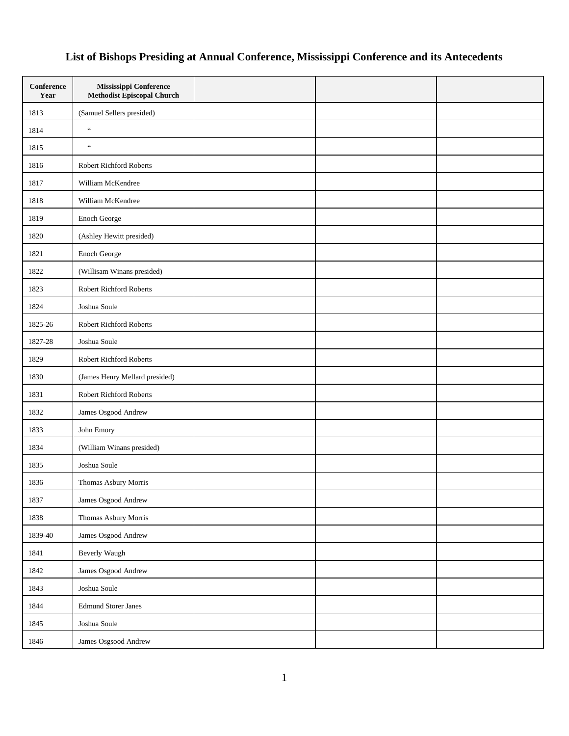# List of Bishops Presiding at Annual Conference, Mississippi Conference and its Antecedents

| Conference Year | Mississippi Conference Methodist Episcopal Church | | | |
|---|---|---|---|---|
| 1813 | (Samuel Sellers presided) | | | |
| 1814 | " | | | |
| 1815 | " | | | |
| 1816 | Robert Richford Roberts | | | |
| 1817 | William McKendree | | | |
| 1818 | William McKendree | | | |
| 1819 | Enoch George | | | |
| 1820 | (Ashley Hewitt presided) | | | |
| 1821 | Enoch George | | | |
| 1822 | (Willisam Winans presided) | | | |
| 1823 | Robert Richford Roberts | | | |
| 1824 | Joshua Soule | | | |
| 1825-26 | Robert Richford Roberts | | | |
| 1827-28 | Joshua Soule | | | |
| 1829 | Robert Richford Roberts | | | |
| 1830 | (James Henry Mellard presided) | | | |
| 1831 | Robert Richford Roberts | | | |
| 1832 | James Osgood Andrew | | | |
| 1833 | John Emory | | | |
| 1834 | (William Winans presided) | | | |
| 1835 | Joshua Soule | | | |
| 1836 | Thomas Asbury Morris | | | |
| 1837 | James Osgood Andrew | | | |
| 1838 | Thomas Asbury Morris | | | |
| 1839-40 | James Osgood Andrew | | | |
| 1841 | Beverly Waugh | | | |
| 1842 | James Osgood Andrew | | | |
| 1843 | Joshua Soule | | | |
| 1844 | Edmund Storer Janes | | | |
| 1845 | Joshua Soule | | | |
| 1846 | James Osgsood Andrew | | | |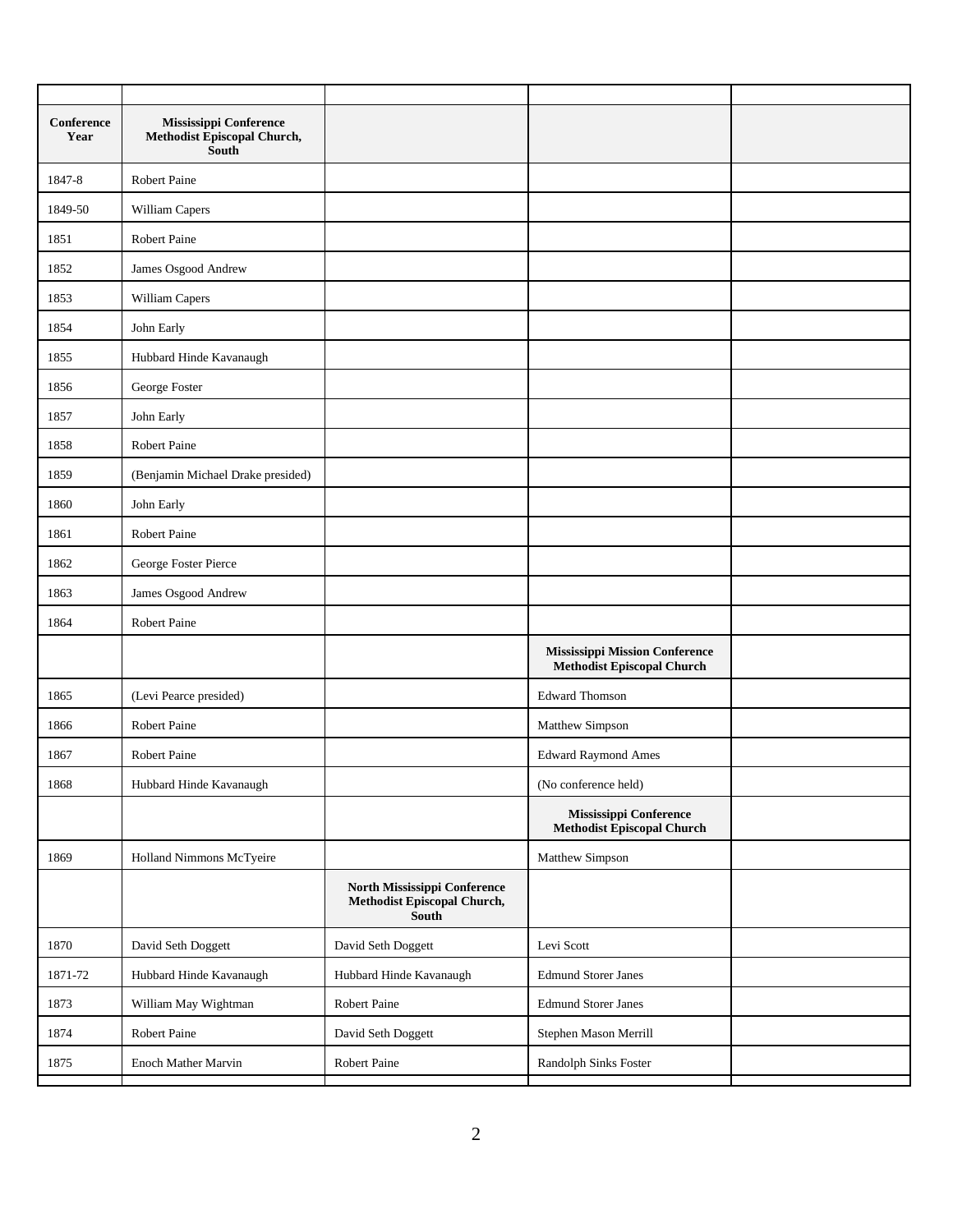| | | | | |
|---|---|---|---|---|
| **Conference Year** | **Mississippi Conference Methodist Episcopal Church, South** | | | |
| 1847-8 | Robert Paine | | | |
| 1849-50 | William Capers | | | |
| 1851 | Robert Paine | | | |
| 1852 | James Osgood Andrew | | | |
| 1853 | William Capers | | | |
| 1854 | John Early | | | |
| 1855 | Hubbard Hinde Kavanaugh | | | |
| 1856 | George Foster | | | |
| 1857 | John Early | | | |
| 1858 | Robert Paine | | | |
| 1859 | (Benjamin Michael Drake presided) | | | |
| 1860 | John Early | | | |
| 1861 | Robert Paine | | | |
| 1862 | George Foster Pierce | | | |
| 1863 | James Osgood Andrew | | | |
| 1864 | Robert Paine | | | |
| | | | **Mississippi Mission Conference Methodist Episcopal Church** | |
| 1865 | (Levi Pearce presided) | | Edward Thomson | |
| 1866 | Robert Paine | | Matthew Simpson | |
| 1867 | Robert Paine | | Edward Raymond Ames | |
| 1868 | Hubbard Hinde Kavanaugh | | (No conference held) | |
| | | | **Mississippi Conference Methodist Episcopal Church** | |
| 1869 | Holland Nimmons McTyeire | | Matthew Simpson | |
| | | **North Mississippi Conference Methodist Episcopal Church, South** | | |
| 1870 | David Seth Doggett | David Seth Doggett | Levi Scott | |
| 1871-72 | Hubbard Hinde Kavanaugh | Hubbard Hinde Kavanaugh | Edmund Storer Janes | |
| 1873 | William May Wightman | Robert Paine | Edmund Storer Janes | |
| 1874 | Robert Paine | David Seth Doggett | Stephen Mason Merrill | |
| 1875 | Enoch Mather Marvin | Robert Paine | Randolph Sinks Foster | |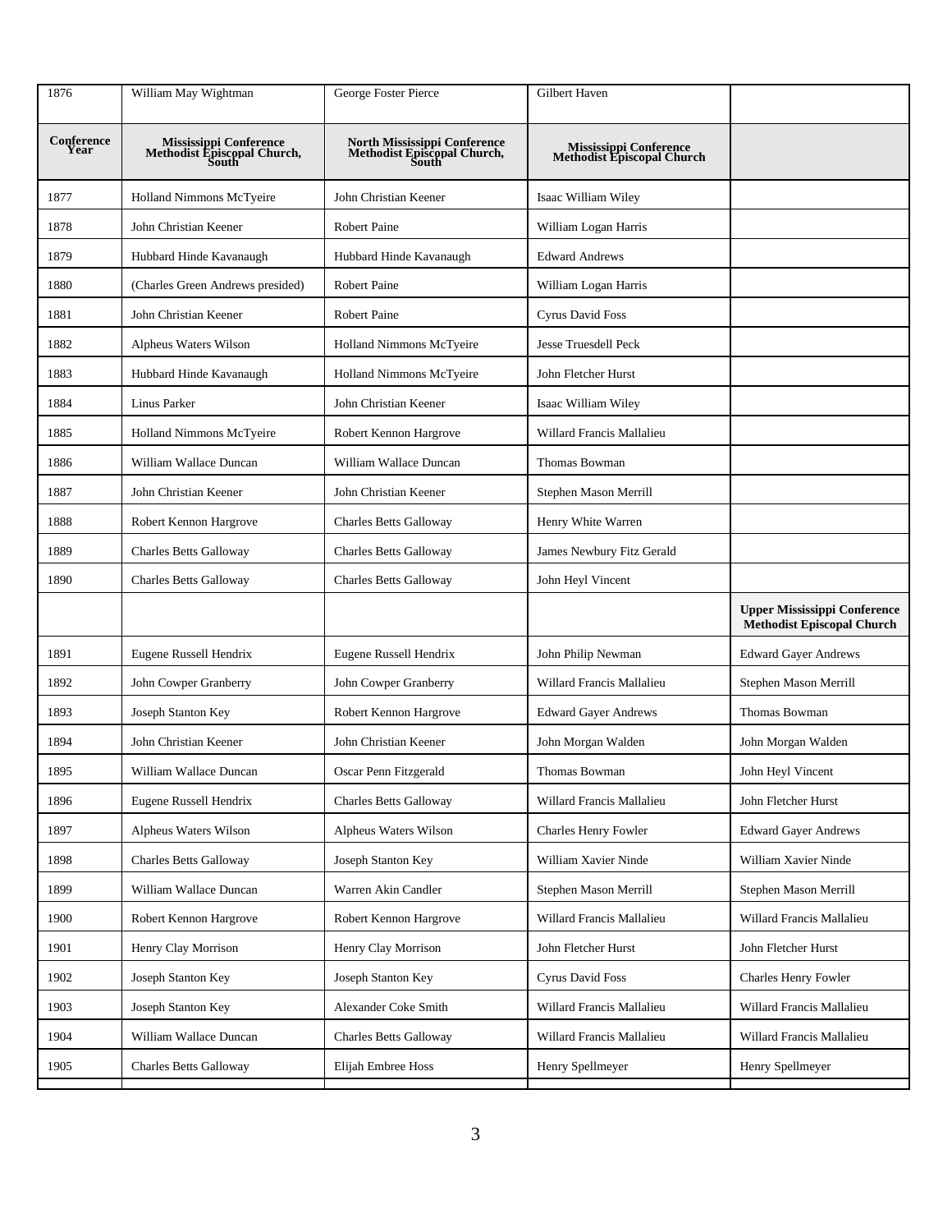| 1876 | William May Wightman | George Foster Pierce | Gilbert Haven | |
|---|---|---|---|---|
| **Conference Year** | **Mississippi Conference Methodist Episcopal Church, South** | **North Mississippi Conference Methodist Episcopal Church, South** | **Mississippi Conference Methodist Episcopal Church** | |
| 1877 | Holland Nimmons McTyeire | John Christian Keener | Isaac William Wiley | |
| 1878 | John Christian Keener | Robert Paine | William Logan Harris | |
| 1879 | Hubbard Hinde Kavanaugh | Hubbard Hinde Kavanaugh | Edward Andrews | |
| 1880 | (Charles Green Andrews presided) | Robert Paine | William Logan Harris | |
| 1881 | John Christian Keener | Robert Paine | Cyrus David Foss | |
| 1882 | Alpheus Waters Wilson | Holland Nimmons McTyeire | Jesse Truesdell Peck | |
| 1883 | Hubbard Hinde Kavanaugh | Holland Nimmons McTyeire | John Fletcher Hurst | |
| 1884 | Linus Parker | John Christian Keener | Isaac William Wiley | |
| 1885 | Holland Nimmons McTyeire | Robert Kennon Hargrove | Willard Francis Mallalieu | |
| 1886 | William Wallace Duncan | William Wallace Duncan | Thomas Bowman | |
| 1887 | John Christian Keener | John Christian Keener | Stephen Mason Merrill | |
| 1888 | Robert Kennon Hargrove | Charles Betts Galloway | Henry White Warren | |
| 1889 | Charles Betts Galloway | Charles Betts Galloway | James Newbury Fitz Gerald | |
| 1890 | Charles Betts Galloway | Charles Betts Galloway | John Heyl Vincent | |
| | | | | **Upper Mississippi Conference Methodist Episcopal Church** |
| 1891 | Eugene Russell Hendrix | Eugene Russell Hendrix | John Philip Newman | Edward Gayer Andrews |
| 1892 | John Cowper Granberry | John Cowper Granberry | Willard Francis Mallalieu | Stephen Mason Merrill |
| 1893 | Joseph Stanton Key | Robert Kennon Hargrove | Edward Gayer Andrews | Thomas Bowman |
| 1894 | John Christian Keener | John Christian Keener | John Morgan Walden | John Morgan Walden |
| 1895 | William Wallace Duncan | Oscar Penn Fitzgerald | Thomas Bowman | John Heyl Vincent |
| 1896 | Eugene Russell Hendrix | Charles Betts Galloway | Willard Francis Mallalieu | John Fletcher Hurst |
| 1897 | Alpheus Waters Wilson | Alpheus Waters Wilson | Charles Henry Fowler | Edward Gayer Andrews |
| 1898 | Charles Betts Galloway | Joseph Stanton Key | William Xavier Ninde | William Xavier Ninde |
| 1899 | William Wallace Duncan | Warren Akin Candler | Stephen Mason Merrill | Stephen Mason Merrill |
| 1900 | Robert Kennon Hargrove | Robert Kennon Hargrove | Willard Francis Mallalieu | Willard Francis Mallalieu |
| 1901 | Henry Clay Morrison | Henry Clay Morrison | John Fletcher Hurst | John Fletcher Hurst |
| 1902 | Joseph Stanton Key | Joseph Stanton Key | Cyrus David Foss | Charles Henry Fowler |
| 1903 | Joseph Stanton Key | Alexander Coke Smith | Willard Francis Mallalieu | Willard Francis Mallalieu |
| 1904 | William Wallace Duncan | Charles Betts Galloway | Willard Francis Mallalieu | Willard Francis Mallalieu |
| 1905 | Charles Betts Galloway | Elijah Embree Hoss | Henry Spellmeyer | Henry Spellmeyer |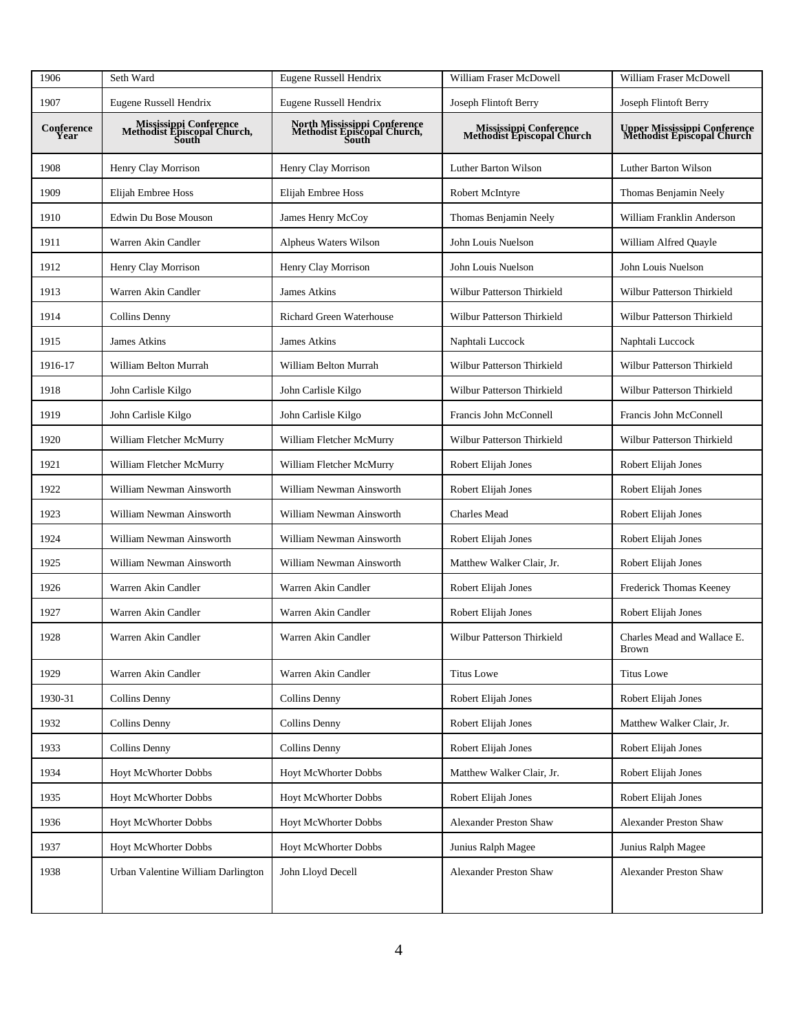| 1906 | Seth Ward | Eugene Russell Hendrix | William Fraser McDowell | William Fraser McDowell |
|---|---|---|---|---|
| 1907 | Eugene Russell Hendrix | Eugene Russell Hendrix | Joseph Flintoft Berry | Joseph Flintoft Berry |
| **Conference Year** | **Mississippi Conference Methodist Episcopal Church, South** | **North Mississippi Conference Methodist Episcopal Church, South** | **Mississippi Conference Methodist Episcopal Church** | **Upper Mississippi Conference Methodist Episcopal Church** |
| 1908 | Henry Clay Morrison | Henry Clay Morrison | Luther Barton Wilson | Luther Barton Wilson |
| 1909 | Elijah Embree Hoss | Elijah Embree Hoss | Robert McIntyre | Thomas Benjamin Neely |
| 1910 | Edwin Du Bose Mouson | James Henry McCoy | Thomas Benjamin Neely | William Franklin Anderson |
| 1911 | Warren Akin Candler | Alpheus Waters Wilson | John Louis Nuelson | William Alfred Quayle |
| 1912 | Henry Clay Morrison | Henry Clay Morrison | John Louis Nuelson | John Louis Nuelson |
| 1913 | Warren Akin Candler | James Atkins | Wilbur Patterson Thirkield | Wilbur Patterson Thirkield |
| 1914 | Collins Denny | Richard Green Waterhouse | Wilbur Patterson Thirkield | Wilbur Patterson Thirkield |
| 1915 | James Atkins | James Atkins | Naphtali Luccock | Naphtali Luccock |
| 1916-17 | William Belton Murrah | William Belton Murrah | Wilbur Patterson Thirkield | Wilbur Patterson Thirkield |
| 1918 | John Carlisle Kilgo | John Carlisle Kilgo | Wilbur Patterson Thirkield | Wilbur Patterson Thirkield |
| 1919 | John Carlisle Kilgo | John Carlisle Kilgo | Francis John McConnell | Francis John McConnell |
| 1920 | William Fletcher McMurry | William Fletcher McMurry | Wilbur Patterson Thirkield | Wilbur Patterson Thirkield |
| 1921 | William Fletcher McMurry | William Fletcher McMurry | Robert Elijah Jones | Robert Elijah Jones |
| 1922 | William Newman Ainsworth | William Newman Ainsworth | Robert Elijah Jones | Robert Elijah Jones |
| 1923 | William Newman Ainsworth | William Newman Ainsworth | Charles Mead | Robert Elijah Jones |
| 1924 | William Newman Ainsworth | William Newman Ainsworth | Robert Elijah Jones | Robert Elijah Jones |
| 1925 | William Newman Ainsworth | William Newman Ainsworth | Matthew Walker Clair, Jr. | Robert Elijah Jones |
| 1926 | Warren Akin Candler | Warren Akin Candler | Robert Elijah Jones | Frederick Thomas Keeney |
| 1927 | Warren Akin Candler | Warren Akin Candler | Robert Elijah Jones | Robert Elijah Jones |
| 1928 | Warren Akin Candler | Warren Akin Candler | Wilbur Patterson Thirkield | Charles Mead and Wallace E. Brown |
| 1929 | Warren Akin Candler | Warren Akin Candler | Titus Lowe | Titus Lowe |
| 1930-31 | Collins Denny | Collins Denny | Robert Elijah Jones | Robert Elijah Jones |
| 1932 | Collins Denny | Collins Denny | Robert Elijah Jones | Matthew Walker Clair, Jr. |
| 1933 | Collins Denny | Collins Denny | Robert Elijah Jones | Robert Elijah Jones |
| 1934 | Hoyt McWhorter Dobbs | Hoyt McWhorter Dobbs | Matthew Walker Clair, Jr. | Robert Elijah Jones |
| 1935 | Hoyt McWhorter Dobbs | Hoyt McWhorter Dobbs | Robert Elijah Jones | Robert Elijah Jones |
| 1936 | Hoyt McWhorter Dobbs | Hoyt McWhorter Dobbs | Alexander Preston Shaw | Alexander Preston Shaw |
| 1937 | Hoyt McWhorter Dobbs | Hoyt McWhorter Dobbs | Junius Ralph Magee | Junius Ralph Magee |
| 1938 | Urban Valentine William Darlington | John Lloyd Decell | Alexander Preston Shaw | Alexander Preston Shaw |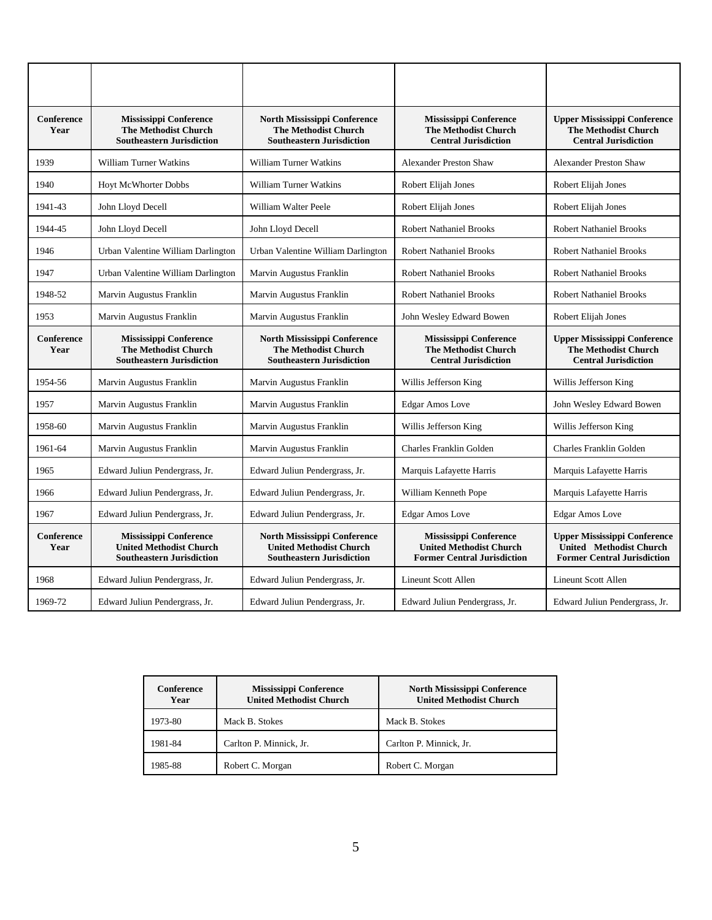| | | | | |
|---|---|---|---|---|
| **Conference Year** | **Mississippi Conference The Methodist Church Southeastern Jurisdiction** | **North Mississippi Conference The Methodist Church Southeastern Jurisdiction** | **Mississippi Conference The Methodist Church Central Jurisdiction** | **Upper Mississippi Conference The Methodist Church Central Jurisdiction** |
| 1939 | William Turner Watkins | William Turner Watkins | Alexander Preston Shaw | Alexander Preston Shaw |
| 1940 | Hoyt McWhorter Dobbs | William Turner Watkins | Robert Elijah Jones | Robert Elijah Jones |
| 1941-43 | John Lloyd Decell | William Walter Peele | Robert Elijah Jones | Robert Elijah Jones |
| 1944-45 | John Lloyd Decell | John Lloyd Decell | Robert Nathaniel Brooks | Robert Nathaniel Brooks |
| 1946 | Urban Valentine William Darlington | Urban Valentine William Darlington | Robert Nathaniel Brooks | Robert Nathaniel Brooks |
| 1947 | Urban Valentine William Darlington | Marvin Augustus Franklin | Robert Nathaniel Brooks | Robert Nathaniel Brooks |
| 1948-52 | Marvin Augustus Franklin | Marvin Augustus Franklin | Robert Nathaniel Brooks | Robert Nathaniel Brooks |
| 1953 | Marvin Augustus Franklin | Marvin Augustus Franklin | John Wesley Edward Bowen | Robert Elijah Jones |
| **Conference Year** | **Mississippi Conference The Methodist Church Southeastern Jurisdiction** | **North Mississippi Conference The Methodist Church Southeastern Jurisdiction** | **Mississippi Conference The Methodist Church Central Jurisdiction** | **Upper Mississippi Conference The Methodist Church Central Jurisdiction** |
| 1954-56 | Marvin Augustus Franklin | Marvin Augustus Franklin | Willis Jefferson King | Willis Jefferson King |
| 1957 | Marvin Augustus Franklin | Marvin Augustus Franklin | Edgar Amos Love | John Wesley Edward Bowen |
| 1958-60 | Marvin Augustus Franklin | Marvin Augustus Franklin | Willis Jefferson King | Willis Jefferson King |
| 1961-64 | Marvin Augustus Franklin | Marvin Augustus Franklin | Charles Franklin Golden | Charles Franklin Golden |
| 1965 | Edward Juliun Pendergrass, Jr. | Edward Juliun Pendergrass, Jr. | Marquis Lafayette Harris | Marquis Lafayette Harris |
| 1966 | Edward Juliun Pendergrass, Jr. | Edward Juliun Pendergrass, Jr. | William Kenneth Pope | Marquis Lafayette Harris |
| 1967 | Edward Juliun Pendergrass, Jr. | Edward Juliun Pendergrass, Jr. | Edgar Amos Love | Edgar Amos Love |
| **Conference Year** | **Mississippi Conference United Methodist Church Southeastern Jurisdiction** | **North Mississippi Conference United Methodist Church Southeastern Jurisdiction** | **Mississippi Conference United Methodist Church Former Central Jurisdiction** | **Upper Mississippi Conference United Methodist Church Former Central Jurisdiction** |
| 1968 | Edward Juliun Pendergrass, Jr. | Edward Juliun Pendergrass, Jr. | Lineunt Scott Allen | Lineunt Scott Allen |
| 1969-72 | Edward Juliun Pendergrass, Jr. | Edward Juliun Pendergrass, Jr. | Edward Juliun Pendergrass, Jr. | Edward Juliun Pendergrass, Jr. |

| Conference Year | Mississippi Conference United Methodist Church | North Mississippi Conference United Methodist Church |
|---|---|---|
| 1973-80 | Mack B. Stokes | Mack B. Stokes |
| 1981-84 | Carlton P. Minnick, Jr. | Carlton P. Minnick, Jr. |
| 1985-88 | Robert C. Morgan | Robert C. Morgan |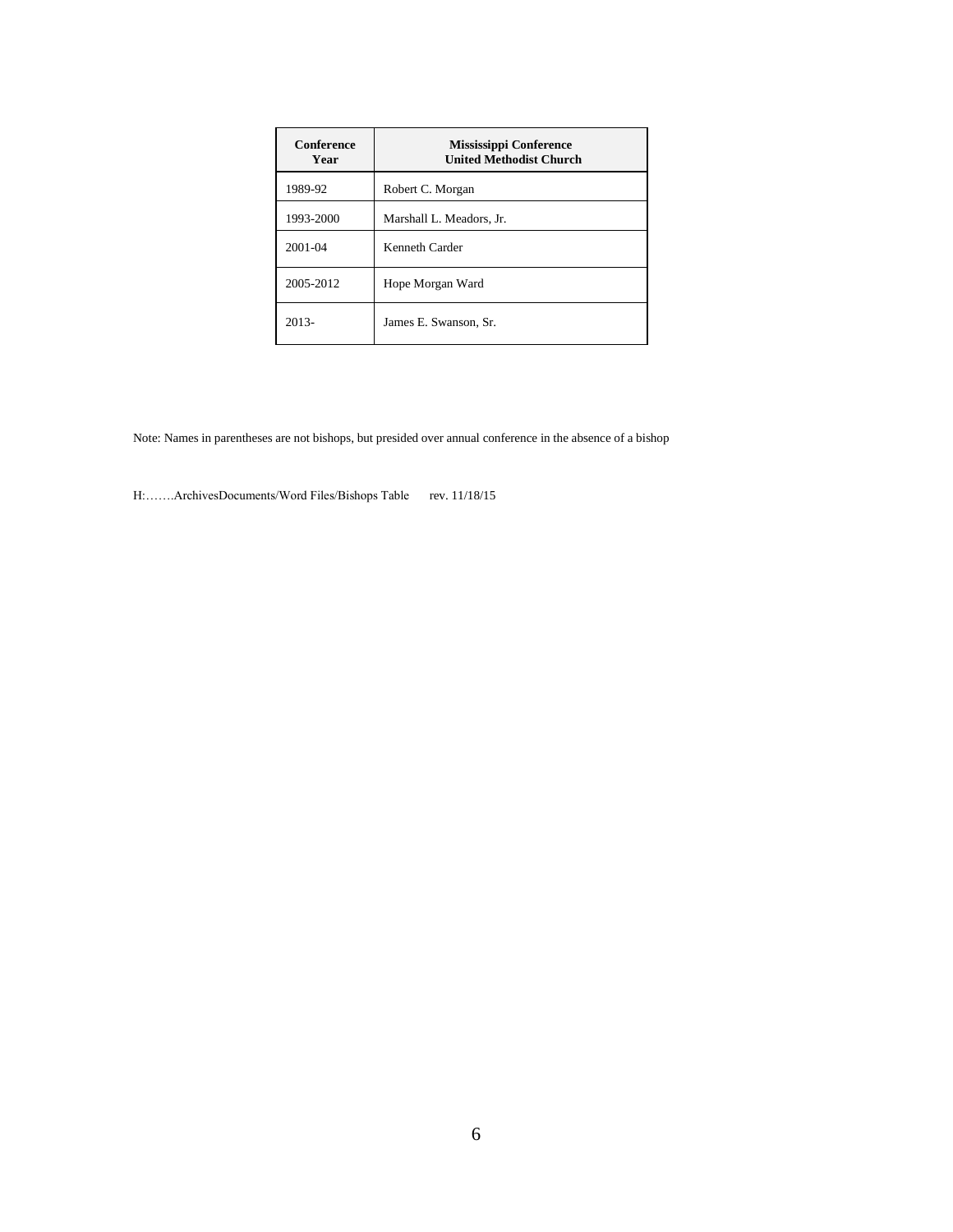| Conference Year | Mississippi Conference United Methodist Church |
|---|---|
| 1989-92 | Robert C. Morgan |
| 1993-2000 | Marshall L. Meadors, Jr. |
| 2001-04 | Kenneth Carder |
| 2005-2012 | Hope Morgan Ward |
| 2013- | James E. Swanson, Sr. |

Note: Names in parentheses are not bishops, but presided over annual conference in the absence of a bishop

H:…….ArchivesDocuments/Word Files/Bishops Table rev. 11/18/15